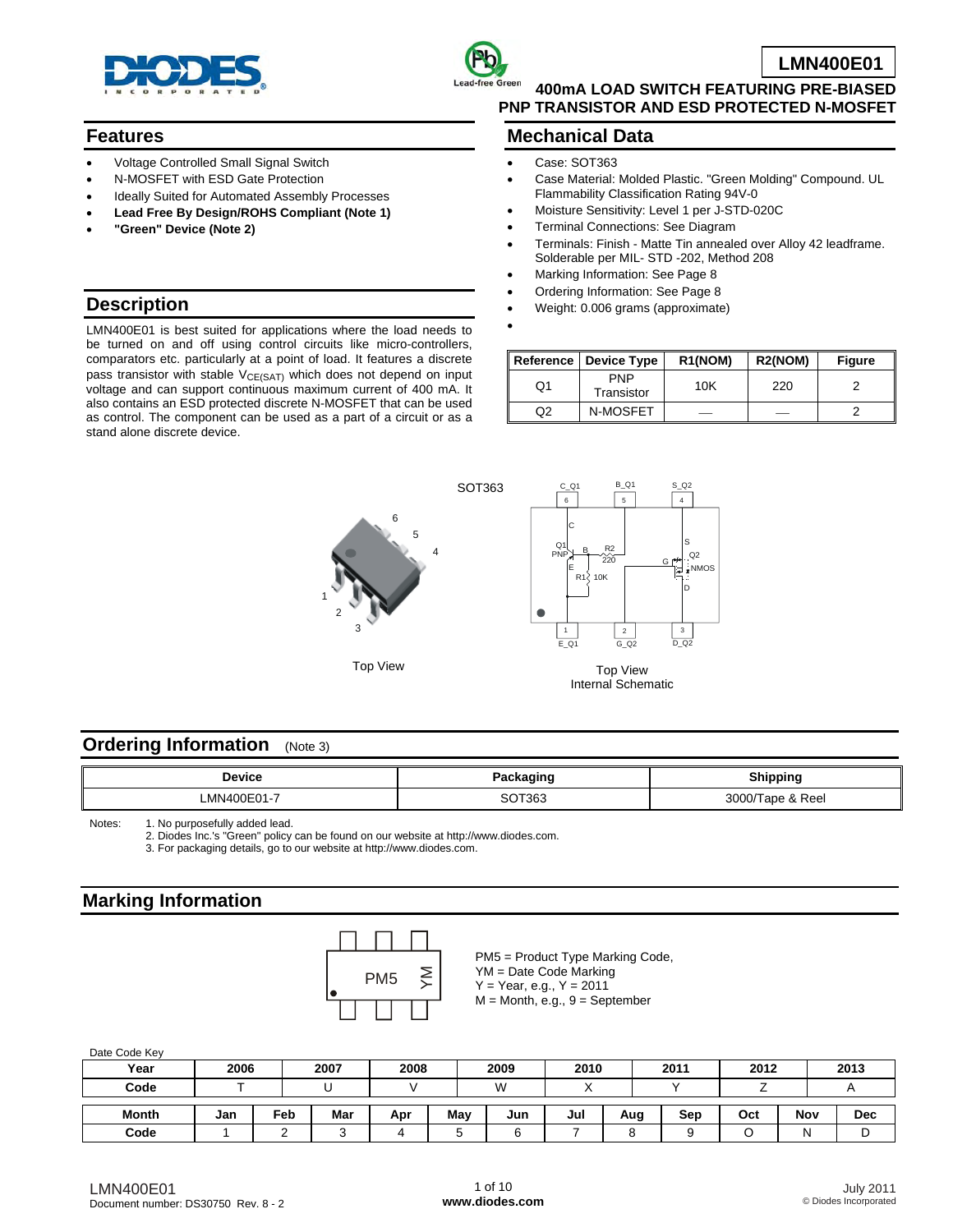# LMN400E01

## 400mA LOAD SWITCH FEATURING PRE-BIASED PNP TRANSISTOR AND ESD PROTECTED N-MOSFET

## Features

- Voltage Controlled Small Signal Switch
- N-MOSFET with ESD Gate Protection
- Ideally Suited for Automated Assembly Processes
- **Lead Free By Design/ROHS Compliant (Note 1)**
- **"Green" Device (Note 2)**

## Description

LMN400E01 is best suited for applications where the load needs to be turned on and off using control circuits like micro-controllers, comparators etc. particularly at a point of load. It features a discrete pass transistor with stable $V_{CE(SAT)}$ which does not depend on input voltage and can support continuous maximum current of 400 mA. It also contains an ESD protected discrete N-MOSFET that can be used as control. The component can be used as a part of a circuit or as a stand alone discrete device.

## Mechanical Data

- Case: SOT363
- Case Material: Molded Plastic. "Green Molding" Compound. UL Flammability Classification Rating 94V-0
- Moisture Sensitivity: Level 1 per J-STD-020C
- Terminal Connections: See Diagram
- Terminals: Finish - Matte Tin annealed over Alloy 42 leadframe. Solderable per MIL- STD -202, Method 208
- Marking Information: See Page 8
- Ordering Information: See Page 8
- Weight: 0.006 grams (approximate)

| Reference | Device Type | R1(NOM) | R2(NOM) | Figure |
|---|---|---|---|---|
| Q1 | PNP Transistor | 10K | 220 | 2 |
| Q2 | N-MOSFET | — | — | 2 |

SOT363

Top View

Top View
Internal Schematic

## Ordering Information (Note 3)

| Device | Packaging | Shipping |
|---|---|---|
| LMN400E01-7 | SOT363 | 3000/Tape & Reel |

Notes:
1. No purposefully added lead.
2. Diodes Inc.'s "Green" policy can be found on our website at http://www.diodes.com.
3. For packaging details, go to our website at http://www.diodes.com.

## Marking Information

PM5 = Product Type Marking Code,
YM = Date Code Marking
Y = Year, e.g., Y = 2011
M = Month, e.g., 9 = September

Date Code Key

| Year | 2006 | 2007 | 2008 | 2009 | 2010 | 2011 | 2012 | 2013 |
|---|---|---|---|---|---|---|---|---|
| Code | T | U | V | W | X | Y | Z | A |

| Month | Jan | Feb | Mar | Apr | May | Jun | Jul | Aug | Sep | Oct | Nov | Dec |
|---|---|---|---|---|---|---|---|---|---|---|---|---|
| Code | 1 | 2 | 3 | 4 | 5 | 6 | 7 | 8 | 9 | O | N | D |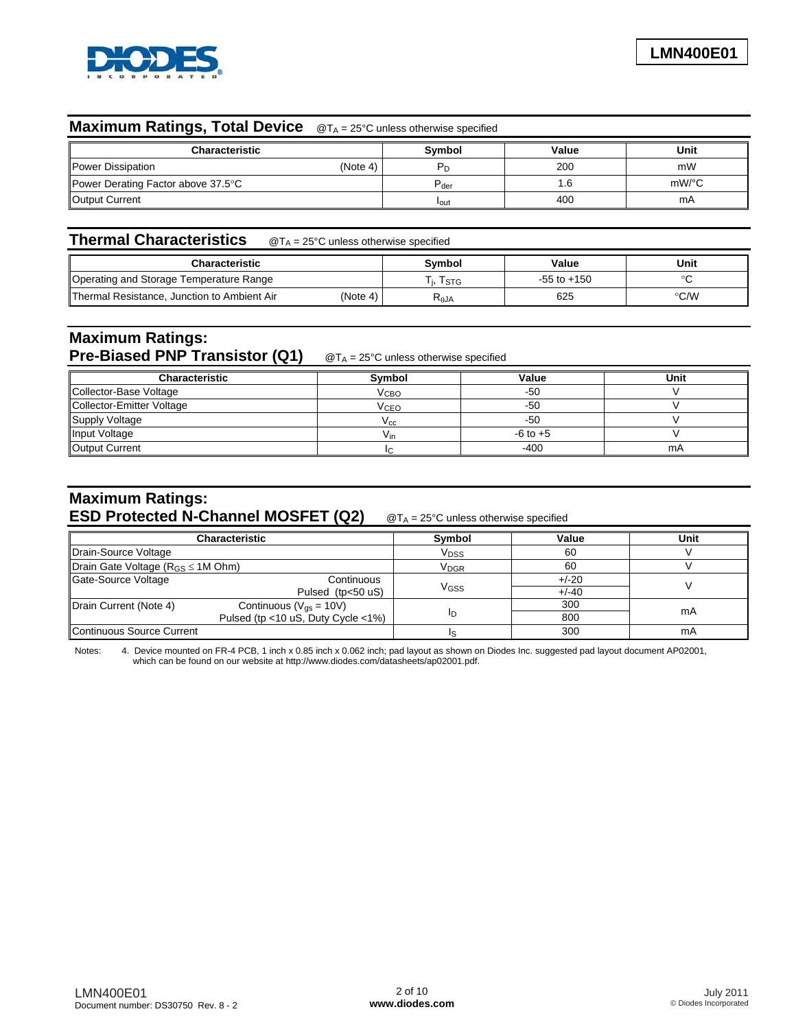## Maximum Ratings, Total Device

@$T_A$ = 25°C unless otherwise specified

| Characteristic | Symbol | Value | Unit |
|---|---|---|---|
| Power Dissipation (Note 4) | $P_D$ | 200 | mW |
| Power Derating Factor above 37.5°C | $P_{der}$ | 1.6 | mW/°C |
| Output Current | $I_{out}$ | 400 | mA |

## Thermal Characteristics

@$T_A$ = 25°C unless otherwise specified

| Characteristic | Symbol | Value | Unit |
|---|---|---|---|
| Operating and Storage Temperature Range | $T_j$, $T_{STG}$ | -55 to +150 | °C |
| Thermal Resistance, Junction to Ambient Air (Note 4) | $R_{\theta JA}$ | 625 | °C/W |

## Maximum Ratings: Pre-Biased PNP Transistor (Q1)

@$T_A$ = 25°C unless otherwise specified

| Characteristic | Symbol | Value | Unit |
|---|---|---|---|
| Collector-Base Voltage | $V_{CBO}$ | -50 | V |
| Collector-Emitter Voltage | $V_{CEO}$ | -50 | V |
| Supply Voltage | $V_{cc}$ | -50 | V |
| Input Voltage | $V_{in}$ | -6 to +5 | V |
| Output Current | $I_C$ | -400 | mA |

## Maximum Ratings: ESD Protected N-Channel MOSFET (Q2)

@$T_A$ = 25°C unless otherwise specified

| Characteristic | | Symbol | Value | Unit |
|---|---|---|---|---|
| Drain-Source Voltage | | $V_{DSS}$ | 60 | V |
| Drain Gate Voltage ($R_{GS} \leq$ 1M Ohm) | | $V_{DGR}$ | 60 | V |
| Gate-Source Voltage | Continuous | $V_{GSS}$ | +/-20 | V |
| | Pulsed (tp<50 uS) | | +/-40 | |
| Drain Current (Note 4) | Continuous ($V_{gs}$ = 10V) | $I_D$ | 300 | mA |
| | Pulsed (tp <10 uS, Duty Cycle <1%) | | 800 | |
| Continuous Source Current | | $I_S$ | 300 | mA |

Notes: 4. Device mounted on FR-4 PCB, 1 inch x 0.85 inch x 0.062 inch; pad layout as shown on Diodes Inc. suggested pad layout document AP02001, which can be found on our website at http://www.diodes.com/datasheets/ap02001.pdf.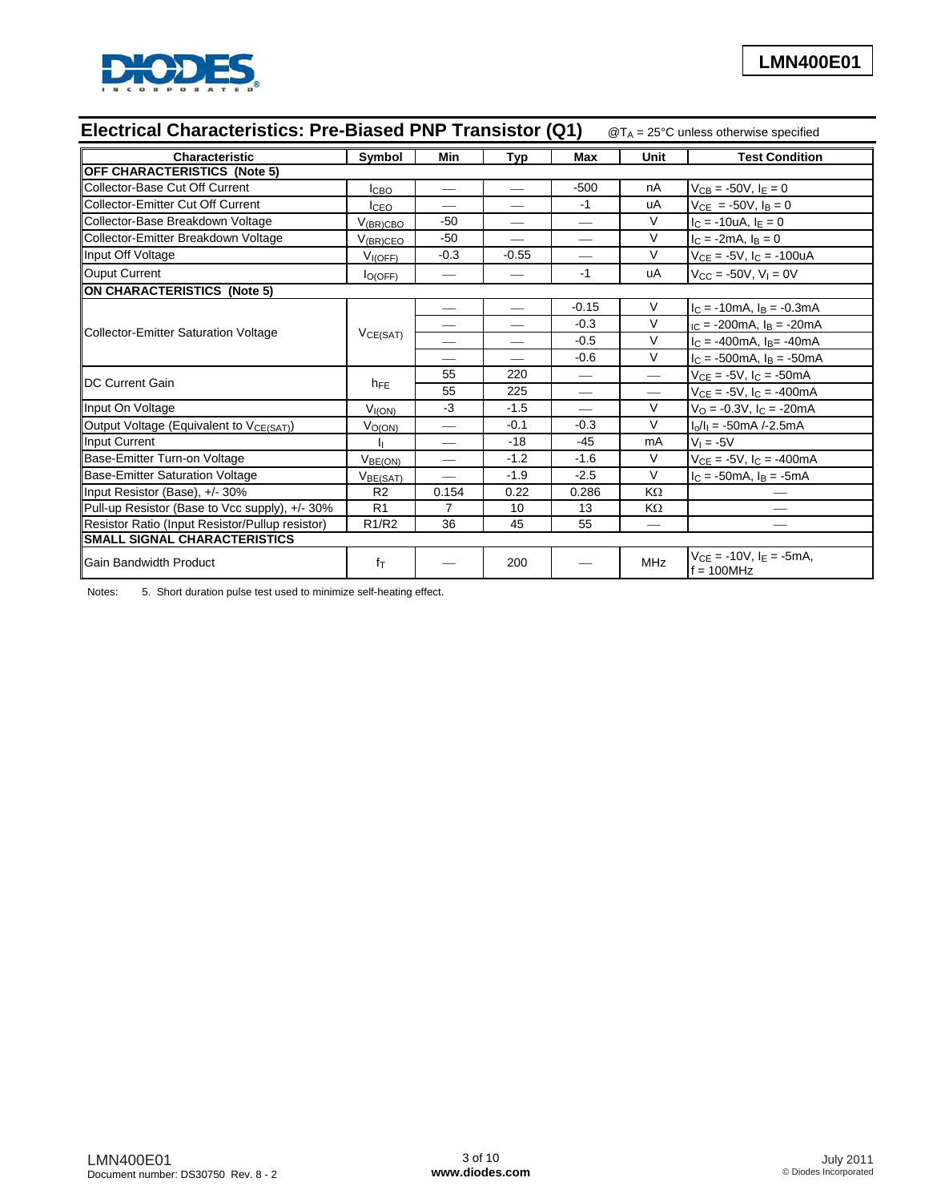## Electrical Characteristics: Pre-Biased PNP Transistor (Q1)

@$T_A$ = 25°C unless otherwise specified

| Characteristic | Symbol | Min | Typ | Max | Unit | Test Condition |
|---|---|---|---|---|---|---|
| **OFF CHARACTERISTICS (Note 5)** | | | | | | |
| Collector-Base Cut Off Current | $I_{CBO}$ | — | — | -500 | nA | $V_{CB}$ = -50V, $I_E$ = 0 |
| Collector-Emitter Cut Off Current | $I_{CEO}$ | — | — | -1 | uA | $V_{CE}$ = -50V, $I_B$ = 0 |
| Collector-Base Breakdown Voltage | $V_{(BR)CBO}$ | -50 | — | — | V | $I_C$ = -10uA, $I_E$ = 0 |
| Collector-Emitter Breakdown Voltage | $V_{(BR)CEO}$ | -50 | — | — | V | $I_C$ = -2mA, $I_B$ = 0 |
| Input Off Voltage | $V_{I(OFF)}$ | -0.3 | -0.55 | — | V | $V_{CE}$ = -5V, $I_C$ = -100uA |
| Ouput Current | $I_{O(OFF)}$ | — | — | -1 | uA | $V_{CC}$ = -50V, $V_I$ = 0V |
| **ON CHARACTERISTICS (Note 5)** | | | | | | |
| Collector-Emitter Saturation Voltage | $V_{CE(SAT)}$ | — | — | -0.15 | V | $I_C$ = -10mA, $I_B$ = -0.3mA |
| | | — | — | -0.3 | V | $I_C$ = -200mA, $I_B$ = -20mA |
| | | — | — | -0.5 | V | $I_C$ = -400mA, $I_B$ = -40mA |
| | | — | — | -0.6 | V | $I_C$ = -500mA, $I_B$ = -50mA |
| DC Current Gain | $h_{FE}$ | 55 | 220 | — | — | $V_{CE}$ = -5V, $I_C$ = -50mA |
| | | 55 | 225 | — | — | $V_{CE}$ = -5V, $I_C$ = -400mA |
| Input On Voltage | $V_{I(ON)}$ | -3 | -1.5 | — | V | $V_O$ = -0.3V, $I_C$ = -20mA |
| Output Voltage (Equivalent to $V_{CE(SAT)}$) | $V_{O(ON)}$ | — | -0.1 | -0.3 | V | $I_O/I_I$ = -50mA /-2.5mA |
| Input Current | $I_I$ | — | -18 | -45 | mA | $V_I$ = -5V |
| Base-Emitter Turn-on Voltage | $V_{BE(ON)}$ | — | -1.2 | -1.6 | V | $V_{CE}$ = -5V, $I_C$ = -400mA |
| Base-Emitter Saturation Voltage | $V_{BE(SAT)}$ | — | -1.9 | -2.5 | V | $I_C$ = -50mA, $I_B$ = -5mA |
| Input Resistor (Base), +/- 30% | R2 | 0.154 | 0.22 | 0.286 | KΩ | — |
| Pull-up Resistor (Base to Vcc supply), +/- 30% | R1 | 7 | 10 | 13 | KΩ | — |
| Resistor Ratio (Input Resistor/Pullup resistor) | R1/R2 | 36 | 45 | 55 | — | — |
| **SMALL SIGNAL CHARACTERISTICS** | | | | | | |
| Gain Bandwidth Product | $f_T$ | — | 200 | — | MHz | $V_{CE}$ = -10V, $I_E$ = -5mA, f = 100MHz |

Notes: 5. Short duration pulse test used to minimize self-heating effect.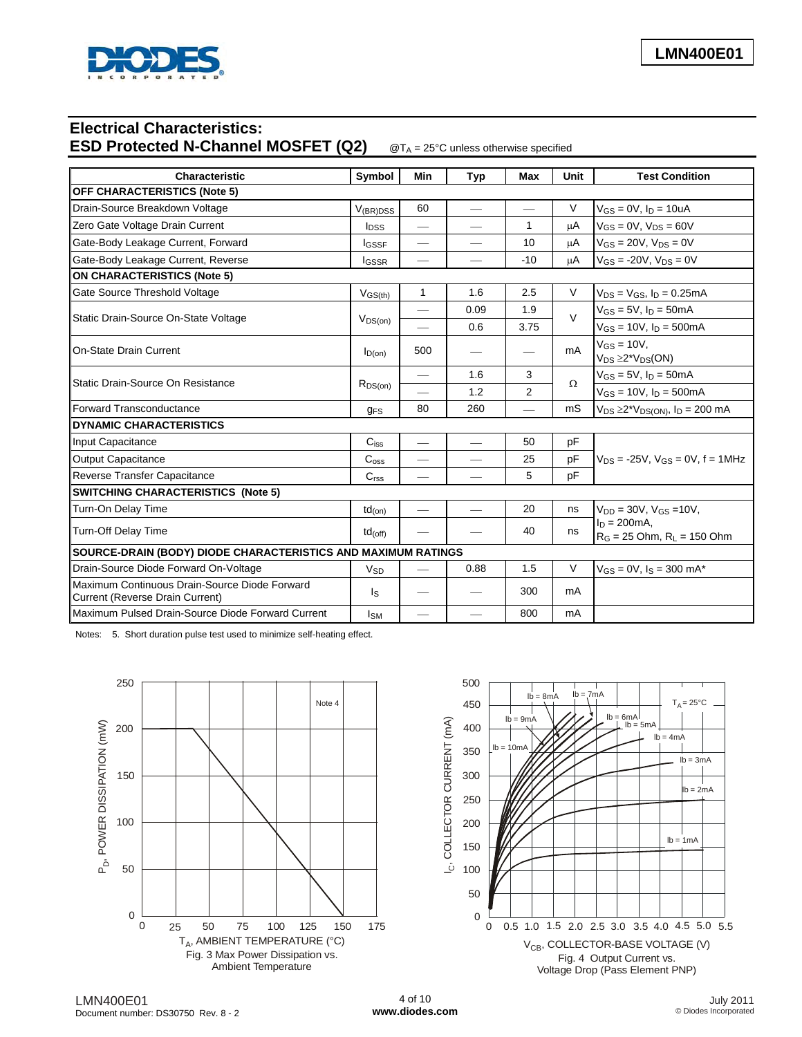## Electrical Characteristics: ESD Protected N-Channel MOSFET (Q2)

@$T_A$ = 25°C unless otherwise specified

| Characteristic | Symbol | Min | Typ | Max | Unit | Test Condition |
|---|---|---|---|---|---|---|
| **OFF CHARACTERISTICS (Note 5)** | | | | | | |
| Drain-Source Breakdown Voltage | $V_{(BR)DSS}$ | 60 | — | — | V | $V_{GS}$ = 0V, $I_D$ = 10uA |
| Zero Gate Voltage Drain Current | $I_{DSS}$ | — | — | 1 | μA | $V_{GS}$ = 0V, $V_{DS}$ = 60V |
| Gate-Body Leakage Current, Forward | $I_{GSSF}$ | — | — | 10 | μA | $V_{GS}$ = 20V, $V_{DS}$ = 0V |
| Gate-Body Leakage Current, Reverse | $I_{GSSR}$ | — | — | -10 | μA | $V_{GS}$ = -20V, $V_{DS}$ = 0V |
| **ON CHARACTERISTICS (Note 5)** | | | | | | |
| Gate Source Threshold Voltage | $V_{GS(th)}$ | 1 | 1.6 | 2.5 | V | $V_{DS}$ = $V_{GS}$, $I_D$ = 0.25mA |
| Static Drain-Source On-State Voltage | $V_{DS(on)}$ | — | 0.09 | 1.9 | V | $V_{GS}$ = 5V, $I_D$ = 50mA |
| | | — | 0.6 | 3.75 | | $V_{GS}$ = 10V, $I_D$ = 500mA |
| On-State Drain Current | $I_{D(on)}$ | 500 | — | — | mA | $V_{GS}$ = 10V, $V_{DS}$ ≥2*$V_{DS}$(ON) |
| Static Drain-Source On Resistance | $R_{DS(on)}$ | — | 1.6 | 3 | Ω | $V_{GS}$ = 5V, $I_D$ = 50mA |
| | | — | 1.2 | 2 | | $V_{GS}$ = 10V, $I_D$ = 500mA |
| Forward Transconductance | $g_{FS}$ | 80 | 260 | — | mS | $V_{DS}$ ≥2*$V_{DS(ON)}$, $I_D$ = 200 mA |
| **DYNAMIC CHARACTERISTICS** | | | | | | |
| Input Capacitance | $C_{iss}$ | — | — | 50 | pF | $V_{DS}$ = -25V, $V_{GS}$ = 0V, f = 1MHz |
| Output Capacitance | $C_{oss}$ | — | — | 25 | pF | |
| Reverse Transfer Capacitance | $C_{rss}$ | — | — | 5 | pF | |
| **SWITCHING CHARACTERISTICS (Note 5)** | | | | | | |
| Turn-On Delay Time | $td_{(on)}$ | — | — | 20 | ns | $V_{DD}$ = 30V, $V_{GS}$ =10V, $I_D$ = 200mA, $R_G$ = 25 Ohm, $R_L$ = 150 Ohm |
| Turn-Off Delay Time | $td_{(off)}$ | — | — | 40 | ns | |
| **SOURCE-DRAIN (BODY) DIODE CHARACTERISTICS AND MAXIMUM RATINGS** | | | | | | |
| Drain-Source Diode Forward On-Voltage | $V_{SD}$ | — | 0.88 | 1.5 | V | $V_{GS}$ = 0V, $I_S$ = 300 mA* |
| Maximum Continuous Drain-Source Diode Forward Current (Reverse Drain Current) | $I_S$ | — | — | 300 | mA | |
| Maximum Pulsed Drain-Source Diode Forward Current | $I_{SM}$ | — | — | 800 | mA | |

Notes: 5. Short duration pulse test used to minimize self-heating effect.

Fig. 3 Max Power Dissipation vs. Ambient Temperature

Fig. 4 Output Current vs. Voltage Drop (Pass Element PNP)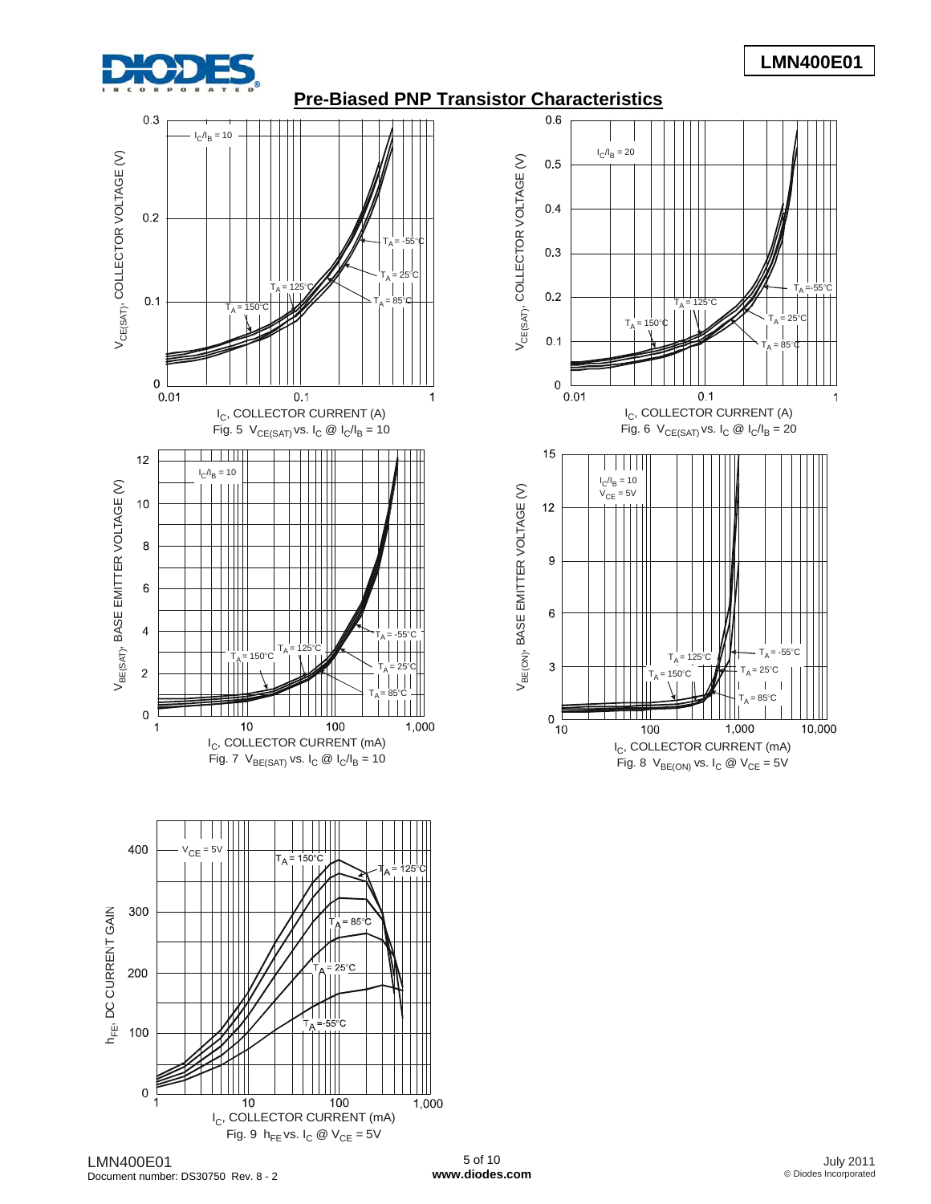## Pre-Biased PNP Transistor Characteristics

Fig. 5 $V_{CE(SAT)}$ vs. $I_C$ @ $I_C/I_B = 10$

Fig. 6 $V_{CE(SAT)}$ vs. $I_C$ @ $I_C/I_B = 20$

Fig. 7 $V_{BE(SAT)}$ vs. $I_C$ @ $I_C/I_B = 10$

Fig. 8 $V_{BE(ON)}$ vs. $I_C$ @ $V_{CE} = 5V$

Fig. 9 $h_{FE}$ vs. $I_C$ @ $V_{CE} = 5V$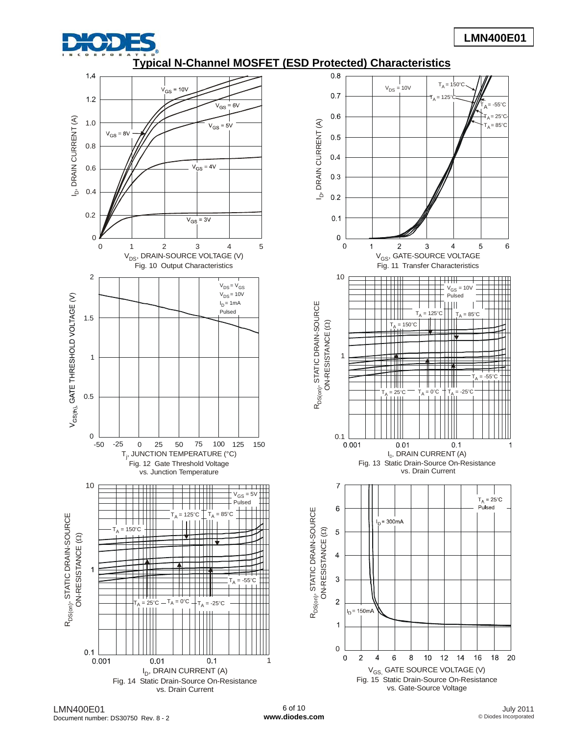## Typical N-Channel MOSFET (ESD Protected) Characteristics

Fig. 10 Output Characteristics

Fig. 11 Transfer Characteristics

Fig. 12 Gate Threshold Voltage vs. Junction Temperature

Fig. 13 Static Drain-Source On-Resistance vs. Drain Current

Fig. 14 Static Drain-Source On-Resistance vs. Drain Current

Fig. 15 Static Drain-Source On-Resistance vs. Gate-Source Voltage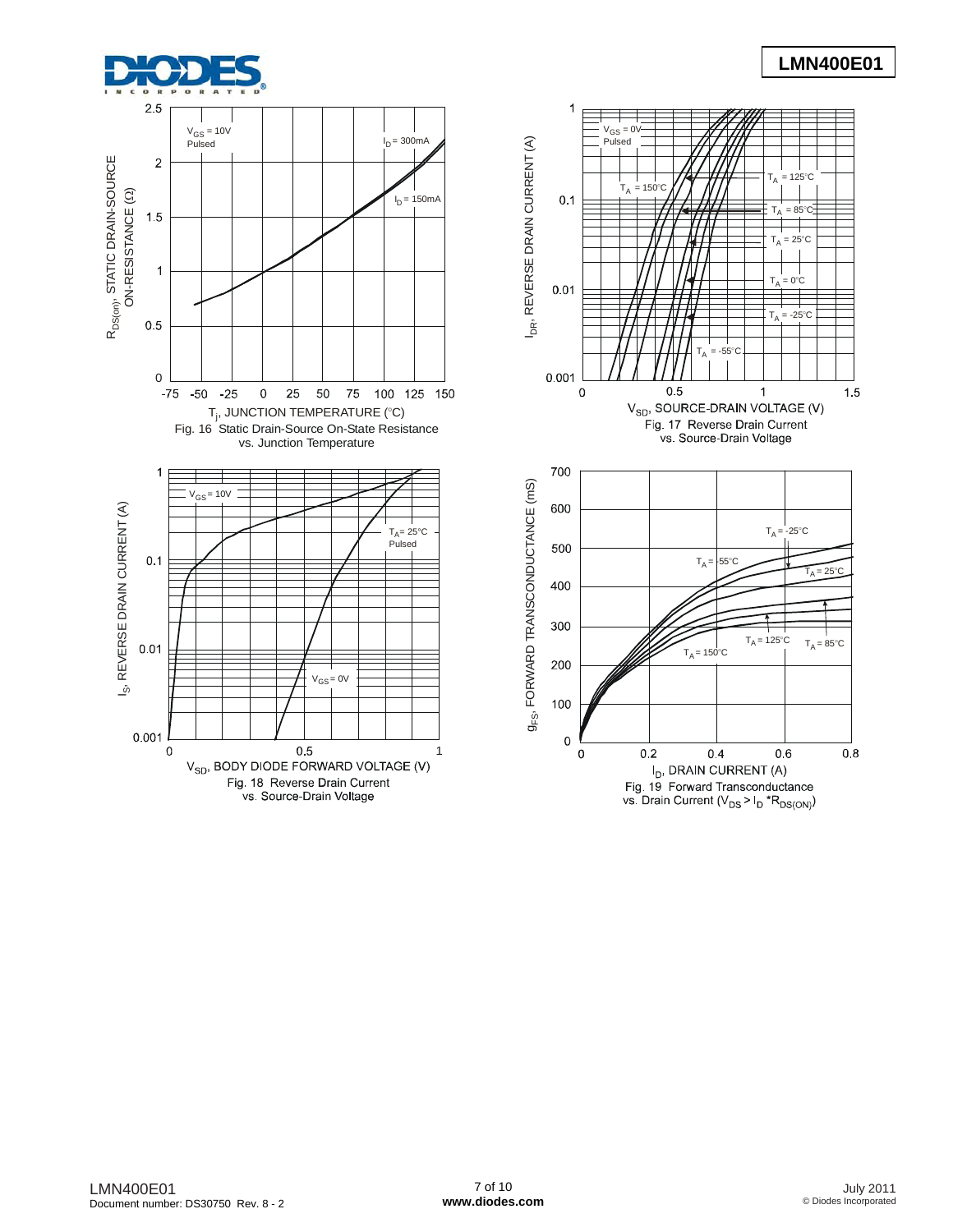Fig. 16 Static Drain-Source On-State Resistance vs. Junction Temperature

Fig. 17 Reverse Drain Current vs. Source-Drain Voltage

Fig. 18 Reverse Drain Current vs. Source-Drain Voltage

Fig. 19 Forward Transconductance vs. Drain Current ($V_{DS} > I_D * R_{DS(ON)}$)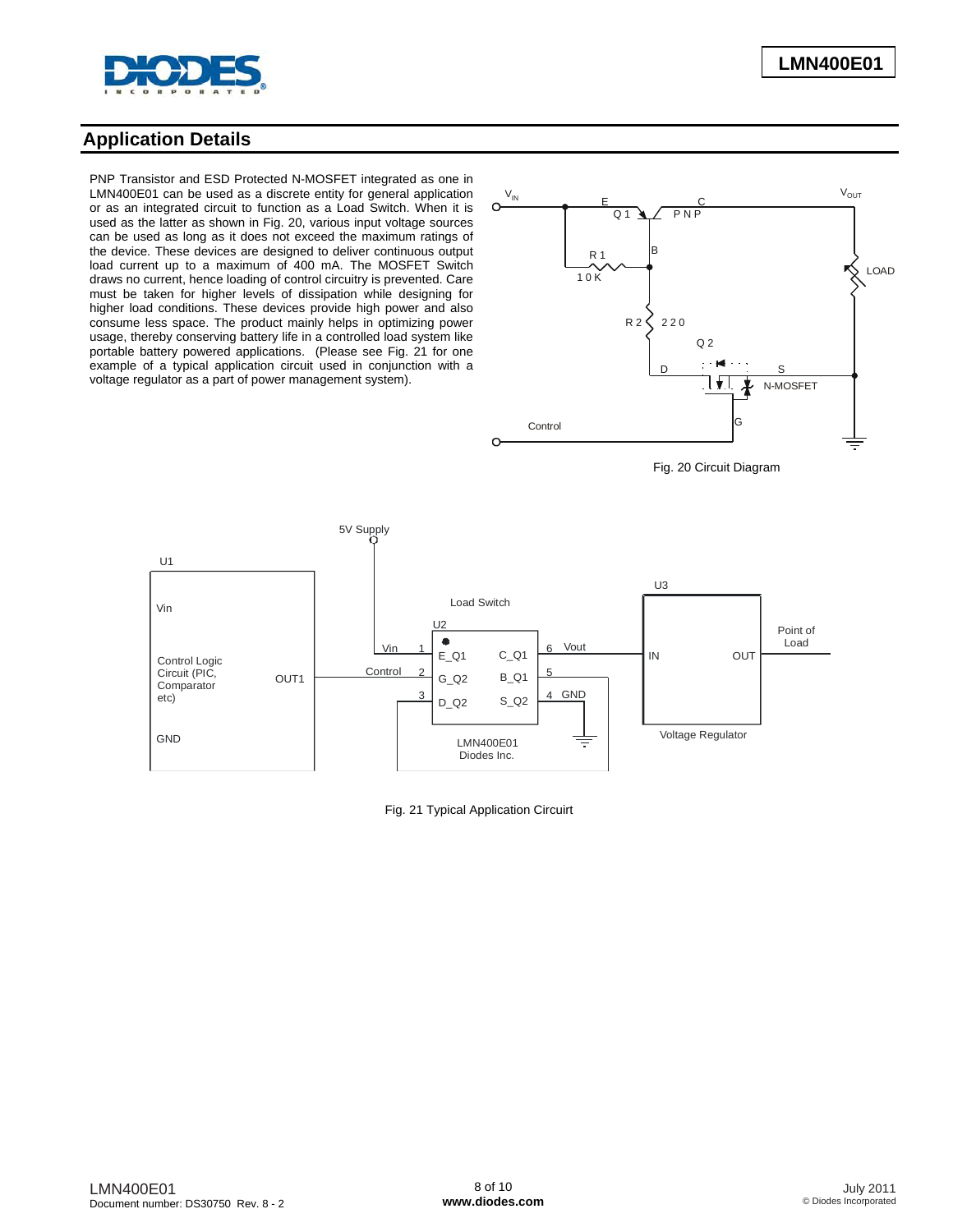## Application Details

PNP Transistor and ESD Protected N-MOSFET integrated as one in LMN400E01 can be used as a discrete entity for general application or as an integrated circuit to function as a Load Switch. When it is used as the latter as shown in Fig. 20, various input voltage sources can be used as long as it does not exceed the maximum ratings of the device. These devices are designed to deliver continuous output load current up to a maximum of 400 mA. The MOSFET Switch draws no current, hence loading of control circuitry is prevented. Care must be taken for higher levels of dissipation while designing for higher load conditions. These devices provide high power and also consume less space. The product mainly helps in optimizing power usage, thereby conserving battery life in a controlled load system like portable battery powered applications. (Please see Fig. 21 for one example of a typical application circuit used in conjunction with a voltage regulator as a part of power management system).

Fig. 20 Circuit Diagram

Fig. 21 Typical Application Circuit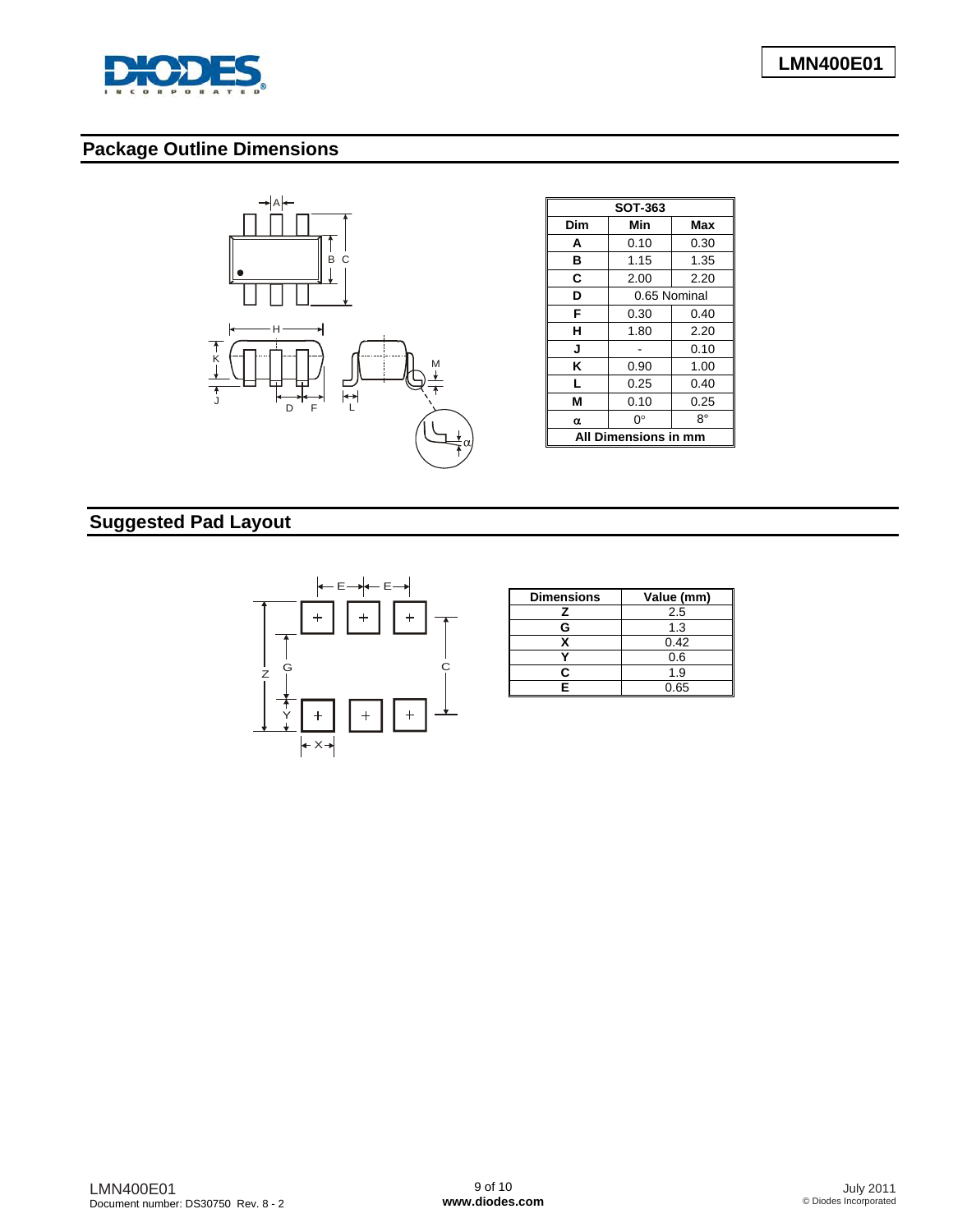## Package Outline Dimensions

| SOT-363 | | |
|---|---|---|
| **Dim** | **Min** | **Max** |
| **A** | 0.10 | 0.30 |
| **B** | 1.15 | 1.35 |
| **C** | 2.00 | 2.20 |
| **D** | 0.65 Nominal | |
| **F** | 0.30 | 0.40 |
| **H** | 1.80 | 2.20 |
| **J** | - | 0.10 |
| **K** | 0.90 | 1.00 |
| **L** | 0.25 | 0.40 |
| **M** | 0.10 | 0.25 |
| **α** | 0° | 8° |
| **All Dimensions in mm** | | |

## Suggested Pad Layout

| Dimensions | Value (mm) |
|---|---|
| Z | 2.5 |
| G | 1.3 |
| X | 0.42 |
| Y | 0.6 |
| C | 1.9 |
| E | 0.65 |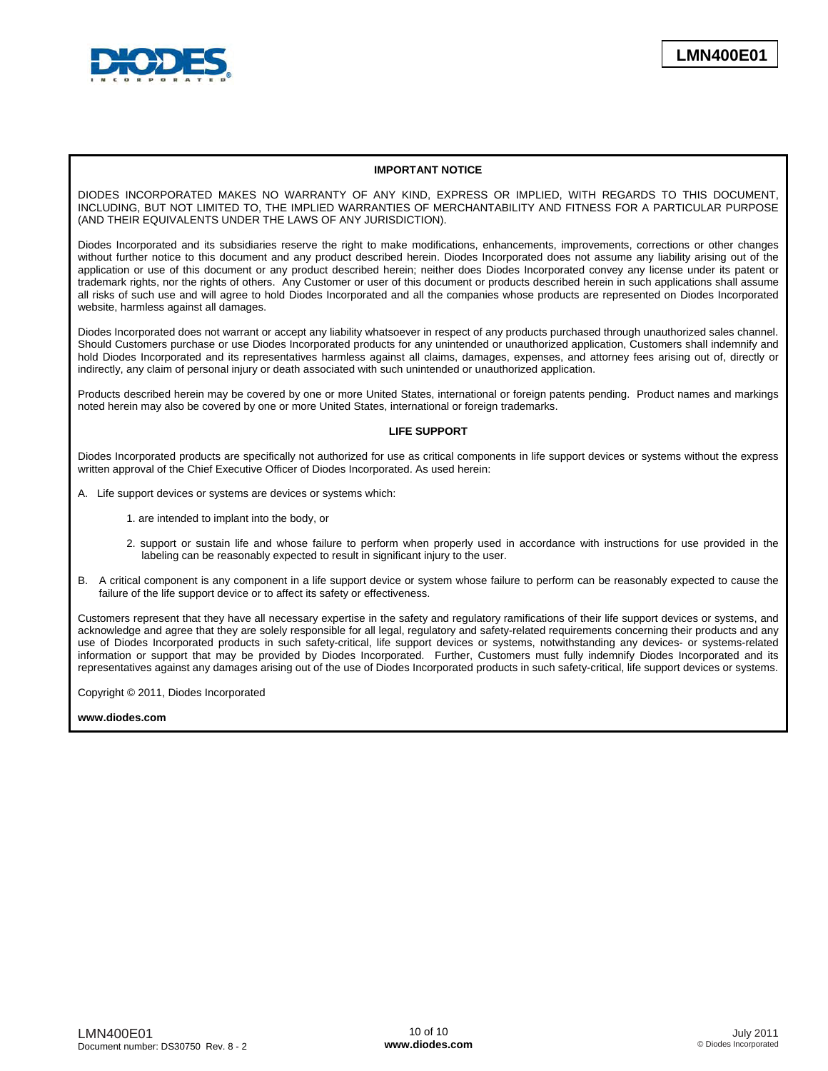## IMPORTANT NOTICE

DIODES INCORPORATED MAKES NO WARRANTY OF ANY KIND, EXPRESS OR IMPLIED, WITH REGARDS TO THIS DOCUMENT, INCLUDING, BUT NOT LIMITED TO, THE IMPLIED WARRANTIES OF MERCHANTABILITY AND FITNESS FOR A PARTICULAR PURPOSE (AND THEIR EQUIVALENTS UNDER THE LAWS OF ANY JURISDICTION).

Diodes Incorporated and its subsidiaries reserve the right to make modifications, enhancements, improvements, corrections or other changes without further notice to this document and any product described herein. Diodes Incorporated does not assume any liability arising out of the application or use of this document or any product described herein; neither does Diodes Incorporated convey any license under its patent or trademark rights, nor the rights of others. Any Customer or user of this document or products described herein in such applications shall assume all risks of such use and will agree to hold Diodes Incorporated and all the companies whose products are represented on Diodes Incorporated website, harmless against all damages.

Diodes Incorporated does not warrant or accept any liability whatsoever in respect of any products purchased through unauthorized sales channel. Should Customers purchase or use Diodes Incorporated products for any unintended or unauthorized application, Customers shall indemnify and hold Diodes Incorporated and its representatives harmless against all claims, damages, expenses, and attorney fees arising out of, directly or indirectly, any claim of personal injury or death associated with such unintended or unauthorized application.

Products described herein may be covered by one or more United States, international or foreign patents pending. Product names and markings noted herein may also be covered by one or more United States, international or foreign trademarks.

## LIFE SUPPORT

Diodes Incorporated products are specifically not authorized for use as critical components in life support devices or systems without the express written approval of the Chief Executive Officer of Diodes Incorporated. As used herein:

A. Life support devices or systems are devices or systems which:

1. are intended to implant into the body, or
2. support or sustain life and whose failure to perform when properly used in accordance with instructions for use provided in the labeling can be reasonably expected to result in significant injury to the user.

B. A critical component is any component in a life support device or system whose failure to perform can be reasonably expected to cause the failure of the life support device or to affect its safety or effectiveness.

Customers represent that they have all necessary expertise in the safety and regulatory ramifications of their life support devices or systems, and acknowledge and agree that they are solely responsible for all legal, regulatory and safety-related requirements concerning their products and any use of Diodes Incorporated products in such safety-critical, life support devices or systems, notwithstanding any devices- or systems-related information or support that may be provided by Diodes Incorporated. Further, Customers must fully indemnify Diodes Incorporated and its representatives against any damages arising out of the use of Diodes Incorporated products in such safety-critical, life support devices or systems.

Copyright © 2011, Diodes Incorporated

**www.diodes.com**